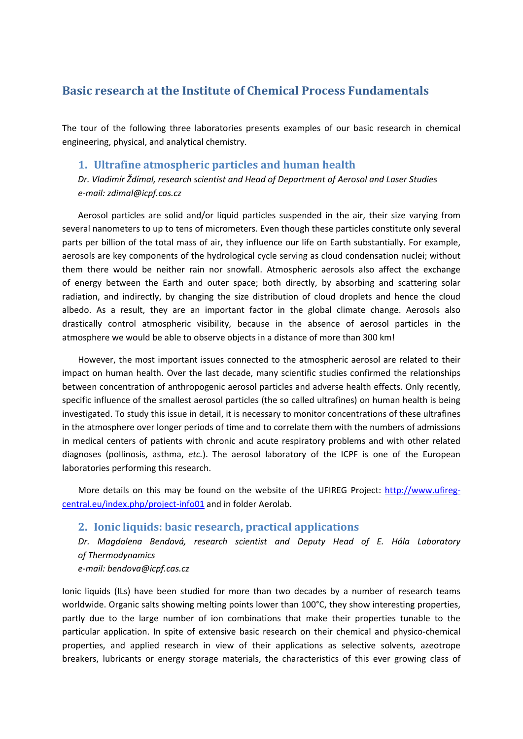# Basic research at the Institute of Chemical Process Fundamentals

The tour of the following three laboratories presents examples of our basic research in chemical engineering, physical, and analytical chemistry.

## 1. Ultrafine atmospheric particles and human health

*Dr. Vladimír Ždímal, research scientist and Head of Department of Aerosol and Laser Studies*
*e-mail: zdimal@icpf.cas.cz*

Aerosol particles are solid and/or liquid particles suspended in the air, their size varying from several nanometers to up to tens of micrometers. Even though these particles constitute only several parts per billion of the total mass of air, they influence our life on Earth substantially. For example, aerosols are key components of the hydrological cycle serving as cloud condensation nuclei; without them there would be neither rain nor snowfall. Atmospheric aerosols also affect the exchange of energy between the Earth and outer space; both directly, by absorbing and scattering solar radiation, and indirectly, by changing the size distribution of cloud droplets and hence the cloud albedo. As a result, they are an important factor in the global climate change. Aerosols also drastically control atmospheric visibility, because in the absence of aerosol particles in the atmosphere we would be able to observe objects in a distance of more than 300 km!

However, the most important issues connected to the atmospheric aerosol are related to their impact on human health. Over the last decade, many scientific studies confirmed the relationships between concentration of anthropogenic aerosol particles and adverse health effects. Only recently, specific influence of the smallest aerosol particles (the so called ultrafines) on human health is being investigated. To study this issue in detail, it is necessary to monitor concentrations of these ultrafines in the atmosphere over longer periods of time and to correlate them with the numbers of admissions in medical centers of patients with chronic and acute respiratory problems and with other related diagnoses (pollinosis, asthma, *etc.*). The aerosol laboratory of the ICPF is one of the European laboratories performing this research.

More details on this may be found on the website of the UFIREG Project: [http://www.ufireg-central.eu/index.php/project-info01](http://www.ufireg-central.eu/index.php/project-info01) and in folder Aerolab.

## 2. Ionic liquids: basic research, practical applications

*Dr. Magdalena Bendová, research scientist and Deputy Head of E. Hála Laboratory of Thermodynamics*
*e-mail: bendova@icpf.cas.cz*

Ionic liquids (ILs) have been studied for more than two decades by a number of research teams worldwide. Organic salts showing melting points lower than 100°C, they show interesting properties, partly due to the large number of ion combinations that make their properties tunable to the particular application. In spite of extensive basic research on their chemical and physico-chemical properties, and applied research in view of their applications as selective solvents, azeotrope breakers, lubricants or energy storage materials, the characteristics of this ever growing class of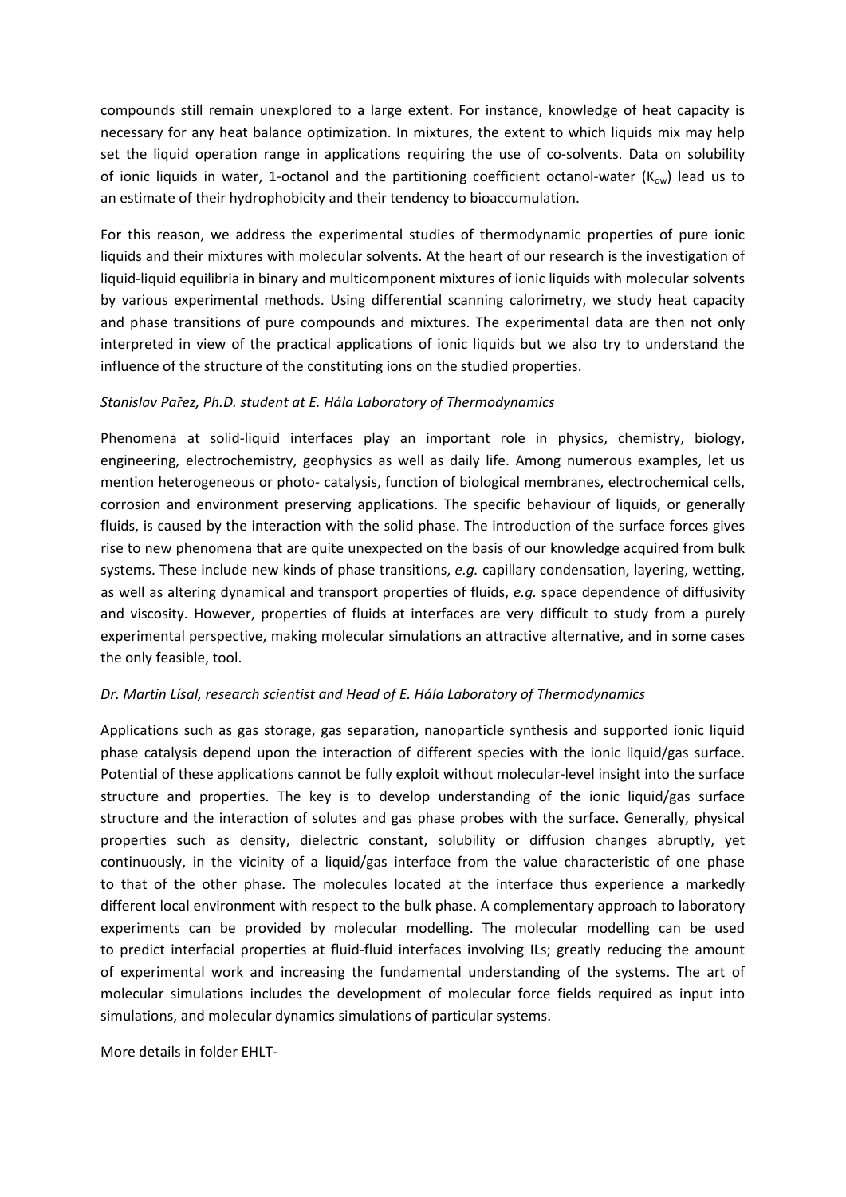compounds still remain unexplored to a large extent. For instance, knowledge of heat capacity is necessary for any heat balance optimization. In mixtures, the extent to which liquids mix may help set the liquid operation range in applications requiring the use of co-solvents. Data on solubility of ionic liquids in water, 1-octanol and the partitioning coefficient octanol-water ($K_{ow}$) lead us to an estimate of their hydrophobicity and their tendency to bioaccumulation.

For this reason, we address the experimental studies of thermodynamic properties of pure ionic liquids and their mixtures with molecular solvents. At the heart of our research is the investigation of liquid-liquid equilibria in binary and multicomponent mixtures of ionic liquids with molecular solvents by various experimental methods. Using differential scanning calorimetry, we study heat capacity and phase transitions of pure compounds and mixtures. The experimental data are then not only interpreted in view of the practical applications of ionic liquids but we also try to understand the influence of the structure of the constituting ions on the studied properties.

*Stanislav Pařez, Ph.D. student at E. Hála Laboratory of Thermodynamics*

Phenomena at solid-liquid interfaces play an important role in physics, chemistry, biology, engineering, electrochemistry, geophysics as well as daily life. Among numerous examples, let us mention heterogeneous or photo- catalysis, function of biological membranes, electrochemical cells, corrosion and environment preserving applications. The specific behaviour of liquids, or generally fluids, is caused by the interaction with the solid phase. The introduction of the surface forces gives rise to new phenomena that are quite unexpected on the basis of our knowledge acquired from bulk systems. These include new kinds of phase transitions, *e.g.* capillary condensation, layering, wetting, as well as altering dynamical and transport properties of fluids, *e.g.* space dependence of diffusivity and viscosity. However, properties of fluids at interfaces are very difficult to study from a purely experimental perspective, making molecular simulations an attractive alternative, and in some cases the only feasible, tool.

*Dr. Martin Lísal, research scientist and Head of E. Hála Laboratory of Thermodynamics*

Applications such as gas storage, gas separation, nanoparticle synthesis and supported ionic liquid phase catalysis depend upon the interaction of different species with the ionic liquid/gas surface. Potential of these applications cannot be fully exploit without molecular-level insight into the surface structure and properties. The key is to develop understanding of the ionic liquid/gas surface structure and the interaction of solutes and gas phase probes with the surface. Generally, physical properties such as density, dielectric constant, solubility or diffusion changes abruptly, yet continuously, in the vicinity of a liquid/gas interface from the value characteristic of one phase to that of the other phase. The molecules located at the interface thus experience a markedly different local environment with respect to the bulk phase. A complementary approach to laboratory experiments can be provided by molecular modelling. The molecular modelling can be used to predict interfacial properties at fluid-fluid interfaces involving ILs; greatly reducing the amount of experimental work and increasing the fundamental understanding of the systems. The art of molecular simulations includes the development of molecular force fields required as input into simulations, and molecular dynamics simulations of particular systems.

More details in folder EHLT-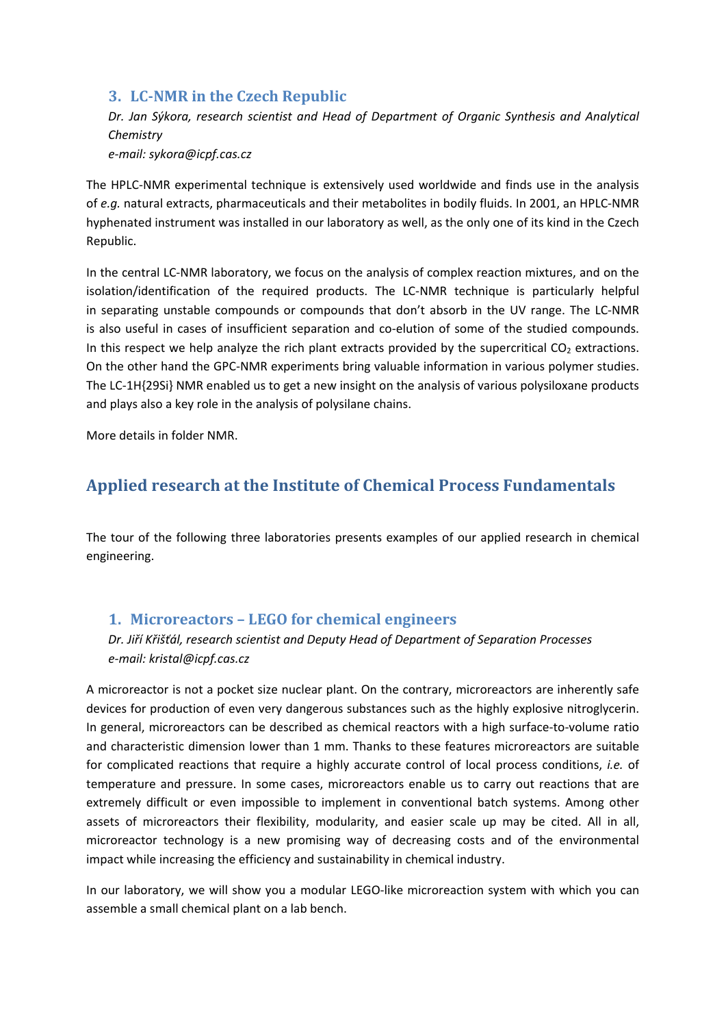### 3. LC-NMR in the Czech Republic

*Dr. Jan Sýkora, research scientist and Head of Department of Organic Synthesis and Analytical Chemistry*
*e-mail: sykora@icpf.cas.cz*

The HPLC-NMR experimental technique is extensively used worldwide and finds use in the analysis of *e.g.* natural extracts, pharmaceuticals and their metabolites in bodily fluids. In 2001, an HPLC-NMR hyphenated instrument was installed in our laboratory as well, as the only one of its kind in the Czech Republic.

In the central LC-NMR laboratory, we focus on the analysis of complex reaction mixtures, and on the isolation/identification of the required products. The LC-NMR technique is particularly helpful in separating unstable compounds or compounds that don't absorb in the UV range. The LC-NMR is also useful in cases of insufficient separation and co-elution of some of the studied compounds. In this respect we help analyze the rich plant extracts provided by the supercritical $CO_2$ extractions. On the other hand the GPC-NMR experiments bring valuable information in various polymer studies. The LC-1H{29Si} NMR enabled us to get a new insight on the analysis of various polysiloxane products and plays also a key role in the analysis of polysilane chains.

More details in folder NMR.

## Applied research at the Institute of Chemical Process Fundamentals

The tour of the following three laboratories presents examples of our applied research in chemical engineering.

### 1. Microreactors – LEGO for chemical engineers

*Dr. Jiří Křišťál, research scientist and Deputy Head of Department of Separation Processes*
*e-mail: kristal@icpf.cas.cz*

A microreactor is not a pocket size nuclear plant. On the contrary, microreactors are inherently safe devices for production of even very dangerous substances such as the highly explosive nitroglycerin. In general, microreactors can be described as chemical reactors with a high surface-to-volume ratio and characteristic dimension lower than 1 mm. Thanks to these features microreactors are suitable for complicated reactions that require a highly accurate control of local process conditions, *i.e.* of temperature and pressure. In some cases, microreactors enable us to carry out reactions that are extremely difficult or even impossible to implement in conventional batch systems. Among other assets of microreactors their flexibility, modularity, and easier scale up may be cited. All in all, microreactor technology is a new promising way of decreasing costs and of the environmental impact while increasing the efficiency and sustainability in chemical industry.

In our laboratory, we will show you a modular LEGO-like microreaction system with which you can assemble a small chemical plant on a lab bench.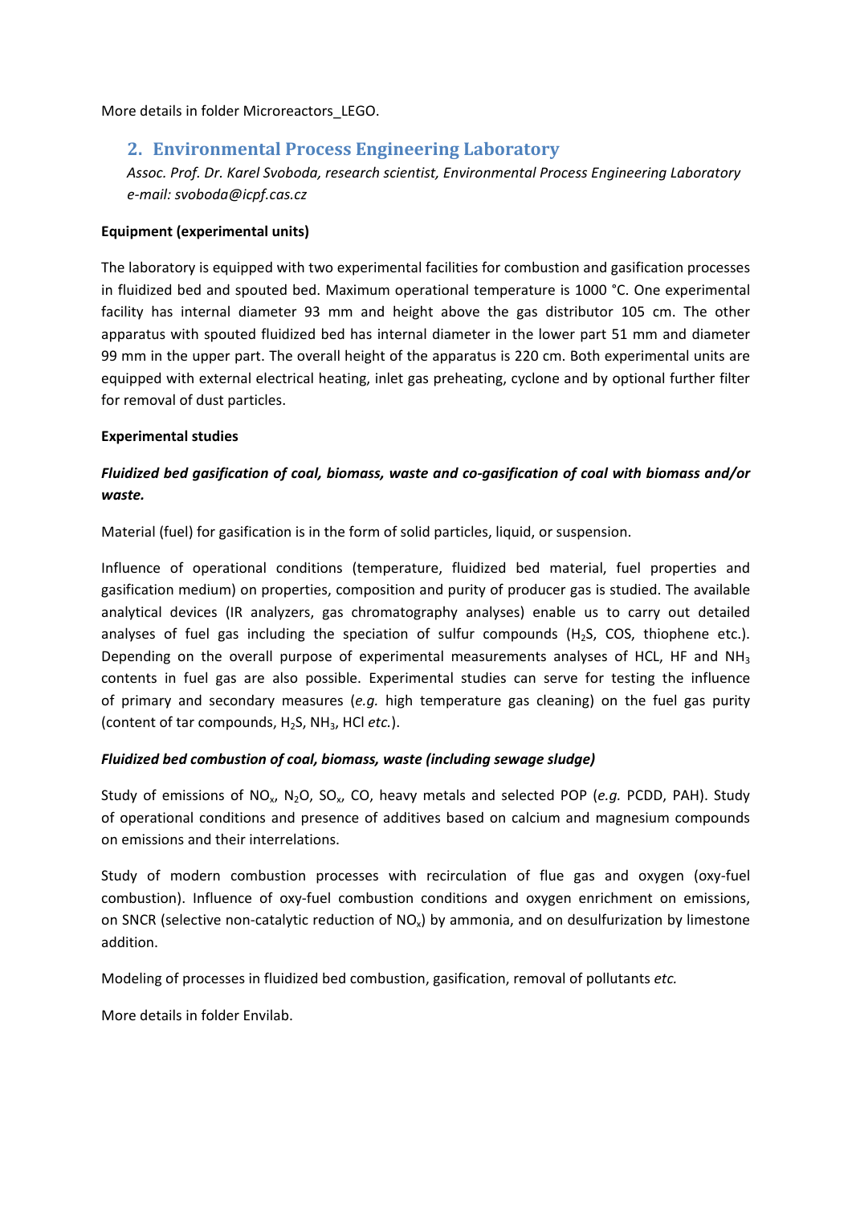More details in folder Microreactors_LEGO.

## 2. Environmental Process Engineering Laboratory

*Assoc. Prof. Dr. Karel Svoboda, research scientist, Environmental Process Engineering Laboratory*
*e-mail: svoboda@icpf.cas.cz*

**Equipment (experimental units)**

The laboratory is equipped with two experimental facilities for combustion and gasification processes in fluidized bed and spouted bed. Maximum operational temperature is 1000 °C. One experimental facility has internal diameter 93 mm and height above the gas distributor 105 cm. The other apparatus with spouted fluidized bed has internal diameter in the lower part 51 mm and diameter 99 mm in the upper part. The overall height of the apparatus is 220 cm. Both experimental units are equipped with external electrical heating, inlet gas preheating, cyclone and by optional further filter for removal of dust particles.

**Experimental studies**

***Fluidized bed gasification of coal, biomass, waste and co-gasification of coal with biomass and/or waste.***

Material (fuel) for gasification is in the form of solid particles, liquid, or suspension.

Influence of operational conditions (temperature, fluidized bed material, fuel properties and gasification medium) on properties, composition and purity of producer gas is studied. The available analytical devices (IR analyzers, gas chromatography analyses) enable us to carry out detailed analyses of fuel gas including the speciation of sulfur compounds ($H_2S$, COS, thiophene etc.). Depending on the overall purpose of experimental measurements analyses of HCL, HF and $NH_3$ contents in fuel gas are also possible. Experimental studies can serve for testing the influence of primary and secondary measures (*e.g.* high temperature gas cleaning) on the fuel gas purity (content of tar compounds, $H_2S$, $NH_3$, HCl *etc.*).

***Fluidized bed combustion of coal, biomass, waste (including sewage sludge)***

Study of emissions of $NO_x$, $N_2O$, $SO_x$, CO, heavy metals and selected POP (*e.g.* PCDD, PAH). Study of operational conditions and presence of additives based on calcium and magnesium compounds on emissions and their interrelations.

Study of modern combustion processes with recirculation of flue gas and oxygen (oxy-fuel combustion). Influence of oxy-fuel combustion conditions and oxygen enrichment on emissions, on SNCR (selective non-catalytic reduction of $NO_x$) by ammonia, and on desulfurization by limestone addition.

Modeling of processes in fluidized bed combustion, gasification, removal of pollutants *etc.*

More details in folder Envilab.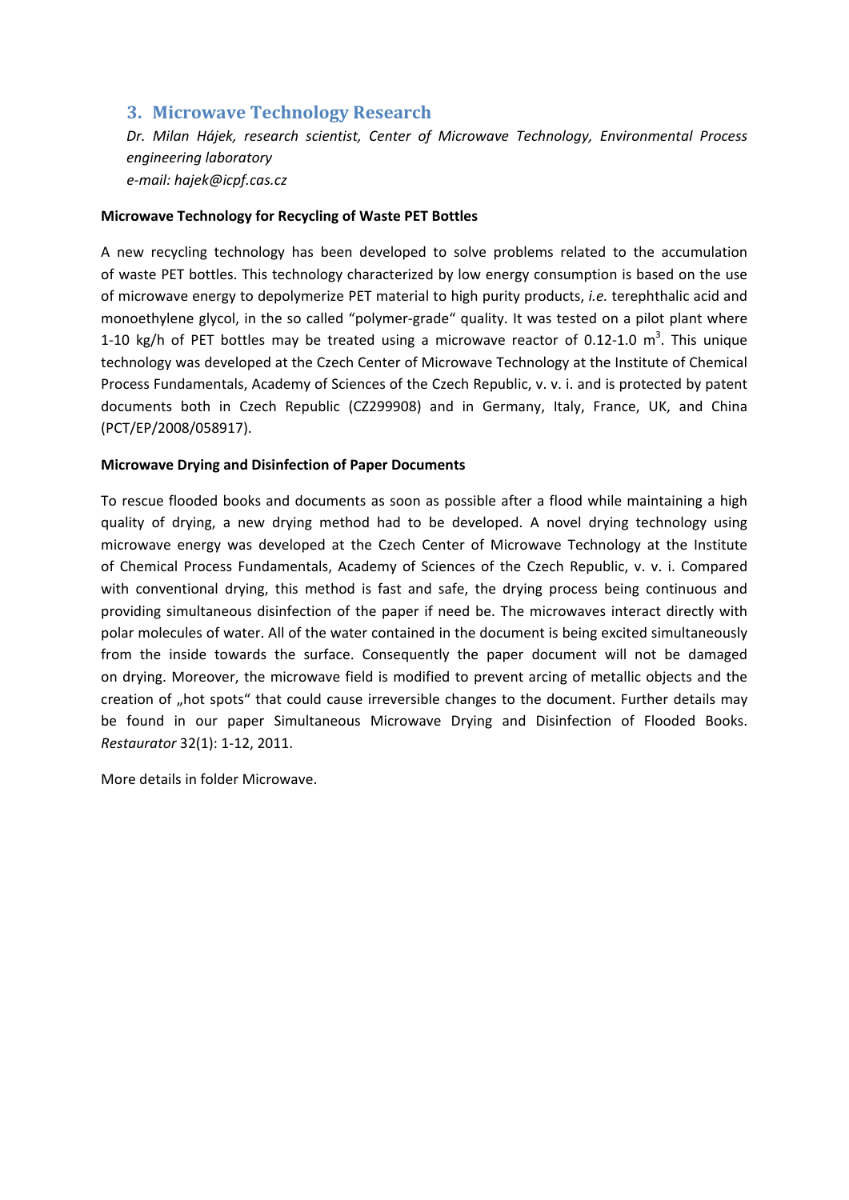## 3. Microwave Technology Research

*Dr. Milan Hájek, research scientist, Center of Microwave Technology, Environmental Process engineering laboratory*
*e-mail: hajek@icpf.cas.cz*

**Microwave Technology for Recycling of Waste PET Bottles**

A new recycling technology has been developed to solve problems related to the accumulation of waste PET bottles. This technology characterized by low energy consumption is based on the use of microwave energy to depolymerize PET material to high purity products, *i.e.* terephthalic acid and monoethylene glycol, in the so called "polymer-grade" quality. It was tested on a pilot plant where 1-10 kg/h of PET bottles may be treated using a microwave reactor of 0.12-1.0 $m^3$. This unique technology was developed at the Czech Center of Microwave Technology at the Institute of Chemical Process Fundamentals, Academy of Sciences of the Czech Republic, v. v. i. and is protected by patent documents both in Czech Republic (CZ299908) and in Germany, Italy, France, UK, and China (PCT/EP/2008/058917).

**Microwave Drying and Disinfection of Paper Documents**

To rescue flooded books and documents as soon as possible after a flood while maintaining a high quality of drying, a new drying method had to be developed. A novel drying technology using microwave energy was developed at the Czech Center of Microwave Technology at the Institute of Chemical Process Fundamentals, Academy of Sciences of the Czech Republic, v. v. i. Compared with conventional drying, this method is fast and safe, the drying process being continuous and providing simultaneous disinfection of the paper if need be. The microwaves interact directly with polar molecules of water. All of the water contained in the document is being excited simultaneously from the inside towards the surface. Consequently the paper document will not be damaged on drying. Moreover, the microwave field is modified to prevent arcing of metallic objects and the creation of „hot spots" that could cause irreversible changes to the document. Further details may be found in our paper Simultaneous Microwave Drying and Disinfection of Flooded Books. *Restaurator* 32(1): 1-12, 2011.

More details in folder Microwave.